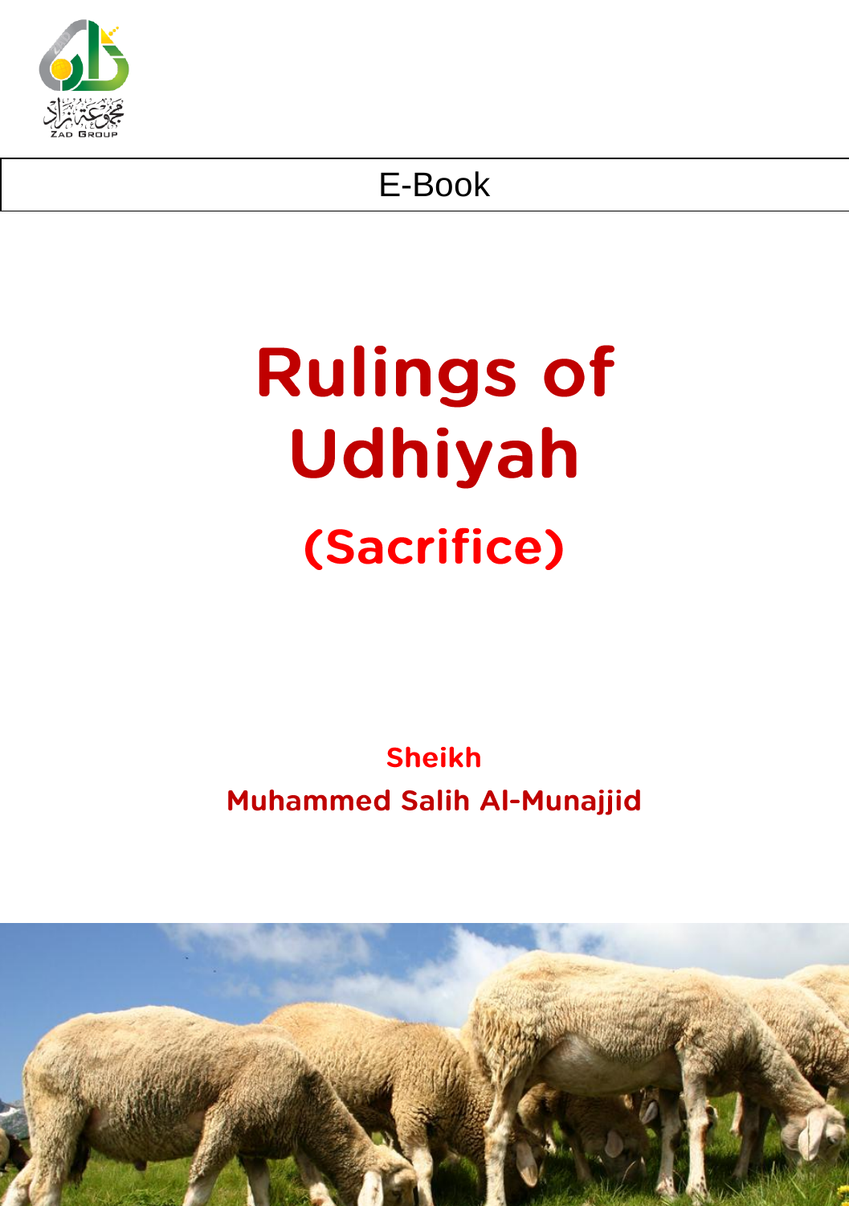مجموعة زاد

ZAD GROUP

E-Book

# Rulings of Udhiyah

## (Sacrifice)

**Sheikh**

**Muhammed Salih Al-Munajjid**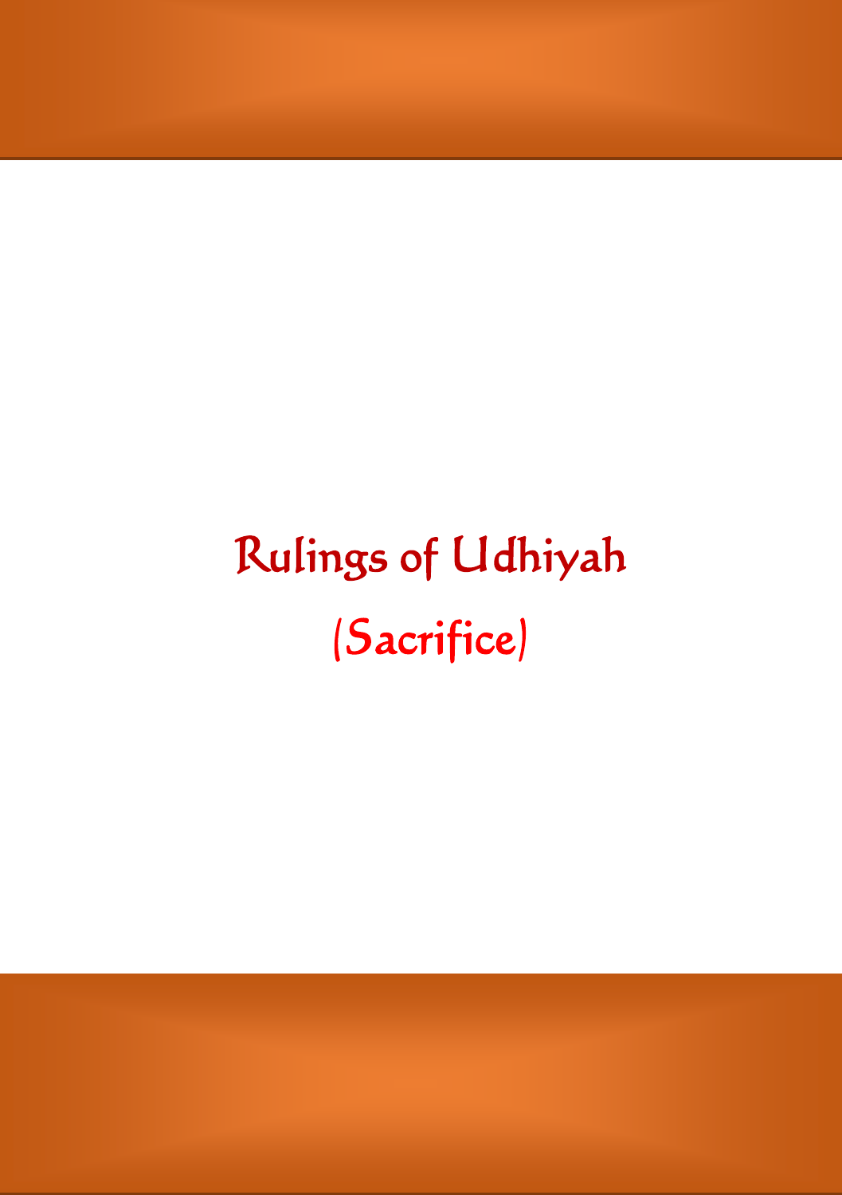# Rulings of Udhiyah

# (Sacrifice)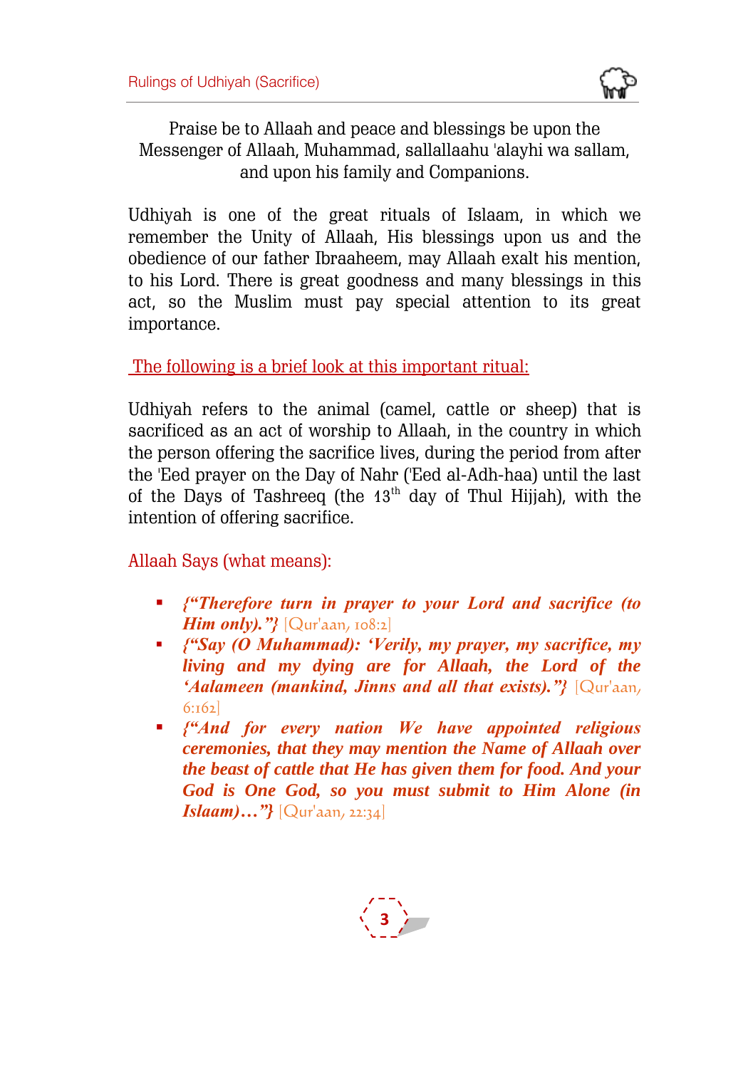Praise be to Allaah and peace and blessings be upon the Messenger of Allaah, Muhammad, sallallaahu 'alayhi wa sallam, and upon his family and Companions.

Udhiyah is one of the great rituals of Islaam, in which we remember the Unity of Allaah, His blessings upon us and the obedience of our father Ibraaheem, may Allaah exalt his mention, to his Lord. There is great goodness and many blessings in this act, so the Muslim must pay special attention to its great importance.

The following is a brief look at this important ritual:

Udhiyah refers to the animal (camel, cattle or sheep) that is sacrificed as an act of worship to Allaah, in the country in which the person offering the sacrifice lives, during the period from after the 'Eed prayer on the Day of Nahr ('Eed al-Adh-haa) until the last of the Days of Tashreeq (the 13th day of Thul Hijjah), with the intention of offering sacrifice.

Allaah Says (what means):

- ***{"Therefore turn in prayer to your Lord and sacrifice (to Him only)."}*** [Qur'aan, 108:2]
- ***{"Say (O Muhammad): 'Verily, my prayer, my sacrifice, my living and my dying are for Allaah, the Lord of the 'Aalameen (mankind, Jinns and all that exists)."}*** [Qur'aan, 6:162]
- ***{"And for every nation We have appointed religious ceremonies, that they may mention the Name of Allaah over the beast of cattle that He has given them for food. And your God is One God, so you must submit to Him Alone (in Islaam)…"}*** [Qur'aan, 22:34]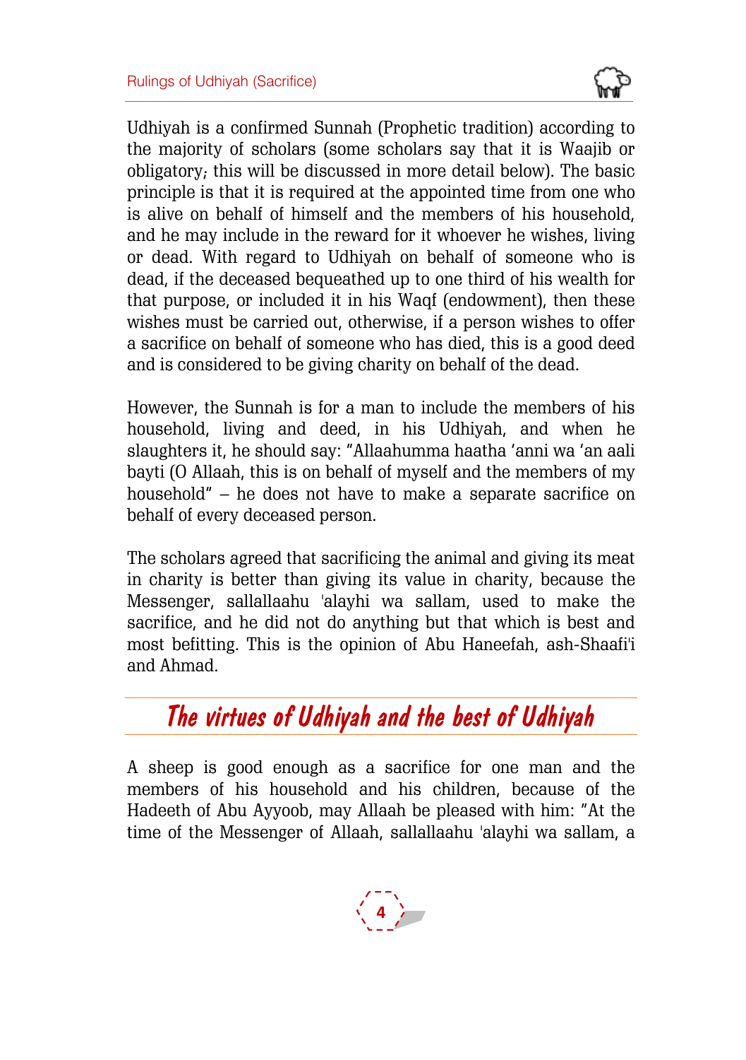Udhiyah is a confirmed Sunnah (Prophetic tradition) according to the majority of scholars (some scholars say that it is Waajib or obligatory; this will be discussed in more detail below). The basic principle is that it is required at the appointed time from one who is alive on behalf of himself and the members of his household, and he may include in the reward for it whoever he wishes, living or dead. With regard to Udhiyah on behalf of someone who is dead, if the deceased bequeathed up to one third of his wealth for that purpose, or included it in his Waqf (endowment), then these wishes must be carried out, otherwise, if a person wishes to offer a sacrifice on behalf of someone who has died, this is a good deed and is considered to be giving charity on behalf of the dead.

However, the Sunnah is for a man to include the members of his household, living and deed, in his Udhiyah, and when he slaughters it, he should say: "Allaahumma haatha 'anni wa 'an aali bayti (O Allaah, this is on behalf of myself and the members of my household" – he does not have to make a separate sacrifice on behalf of every deceased person.

The scholars agreed that sacrificing the animal and giving its meat in charity is better than giving its value in charity, because the Messenger, sallallaahu 'alayhi wa sallam, used to make the sacrifice, and he did not do anything but that which is best and most befitting. This is the opinion of Abu Haneefah, ash-Shaafi'i and Ahmad.

## The virtues of Udhiyah and the best of Udhiyah

A sheep is good enough as a sacrifice for one man and the members of his household and his children, because of the Hadeeth of Abu Ayyoob, may Allaah be pleased with him: "At the time of the Messenger of Allaah, sallallaahu 'alayhi wa sallam, a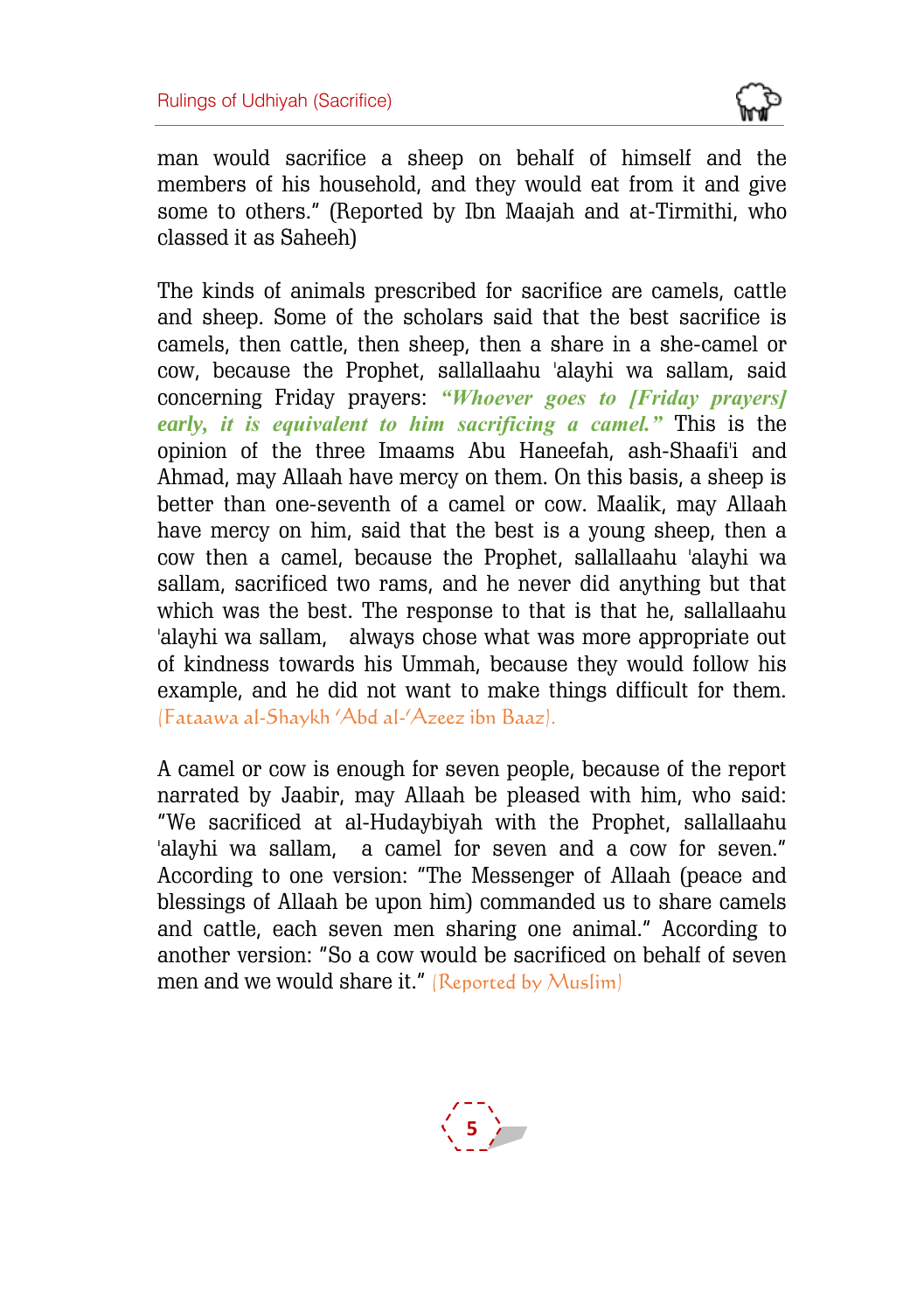man would sacrifice a sheep on behalf of himself and the members of his household, and they would eat from it and give some to others." (Reported by Ibn Maajah and at-Tirmithi, who classed it as Saheeh)

The kinds of animals prescribed for sacrifice are camels, cattle and sheep. Some of the scholars said that the best sacrifice is camels, then cattle, then sheep, then a share in a she-camel or cow, because the Prophet, sallallaahu 'alayhi wa sallam, said concerning Friday prayers: ***"Whoever goes to [Friday prayers] early, it is equivalent to him sacrificing a camel."*** This is the opinion of the three Imaams Abu Haneefah, ash-Shaafi'i and Ahmad, may Allaah have mercy on them. On this basis, a sheep is better than one-seventh of a camel or cow. Maalik, may Allaah have mercy on him, said that the best is a young sheep, then a cow then a camel, because the Prophet, sallallaahu 'alayhi wa sallam, sacrificed two rams, and he never did anything but that which was the best. The response to that is that he, sallallaahu 'alayhi wa sallam, always chose what was more appropriate out of kindness towards his Ummah, because they would follow his example, and he did not want to make things difficult for them. (Fataawa al-Shaykh 'Abd al-'Azeez ibn Baaz).

A camel or cow is enough for seven people, because of the report narrated by Jaabir, may Allaah be pleased with him, who said: "We sacrificed at al-Hudaybiyah with the Prophet, sallallaahu 'alayhi wa sallam, a camel for seven and a cow for seven." According to one version: "The Messenger of Allaah (peace and blessings of Allaah be upon him) commanded us to share camels and cattle, each seven men sharing one animal." According to another version: "So a cow would be sacrificed on behalf of seven men and we would share it." (Reported by Muslim)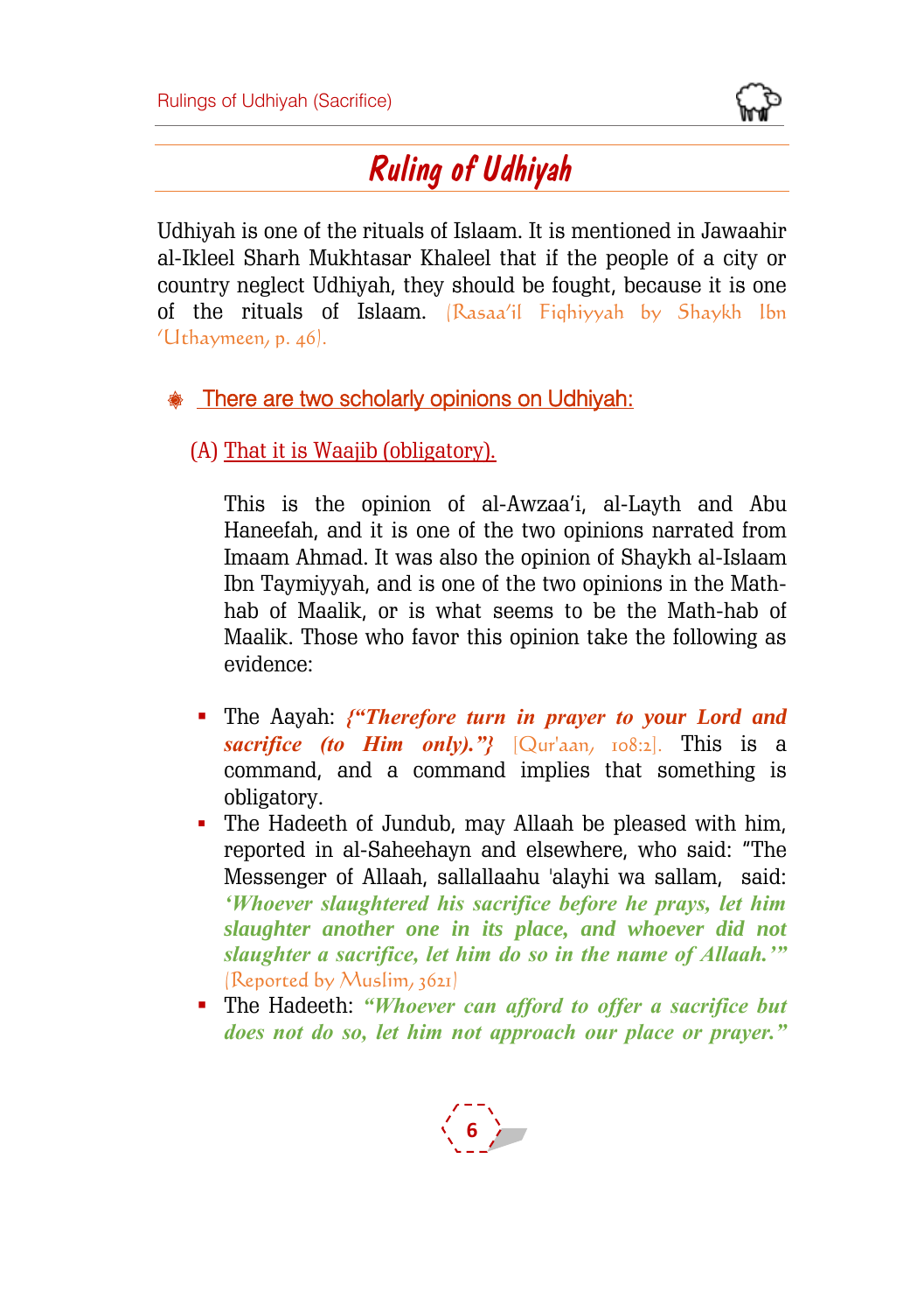# Ruling of Udhiyah

Udhiyah is one of the rituals of Islaam. It is mentioned in Jawaahir al-Ikleel Sharh Mukhtasar Khaleel that if the people of a city or country neglect Udhiyah, they should be fought, because it is one of the rituals of Islaam. (Rasaa'il Fiqhiyyah by Shaykh Ibn 'Uthaymeen, p. 46).

## There are two scholarly opinions on Udhiyah:

### (A) That it is Waajib (obligatory).

This is the opinion of al-Awzaa'i, al-Layth and Abu Haneefah, and it is one of the two opinions narrated from Imaam Ahmad. It was also the opinion of Shaykh al-Islaam Ibn Taymiyyah, and is one of the two opinions in the Math-hab of Maalik, or is what seems to be the Math-hab of Maalik. Those who favor this opinion take the following as evidence:

- The Aayah: ***{"Therefore turn in prayer to your Lord and sacrifice (to Him only)."}*** (Qur'aan, 108:2). This is a command, and a command implies that something is obligatory.
- The Hadeeth of Jundub, may Allaah be pleased with him, reported in al-Saheehayn and elsewhere, who said: "The Messenger of Allaah, sallallaahu 'alayhi wa sallam, said: ***'Whoever slaughtered his sacrifice before he prays, let him slaughter another one in its place, and whoever did not slaughter a sacrifice, let him do so in the name of Allaah.'"*** (Reported by Muslim, 3621)
- The Hadeeth: ***"Whoever can afford to offer a sacrifice but does not do so, let him not approach our place or prayer."***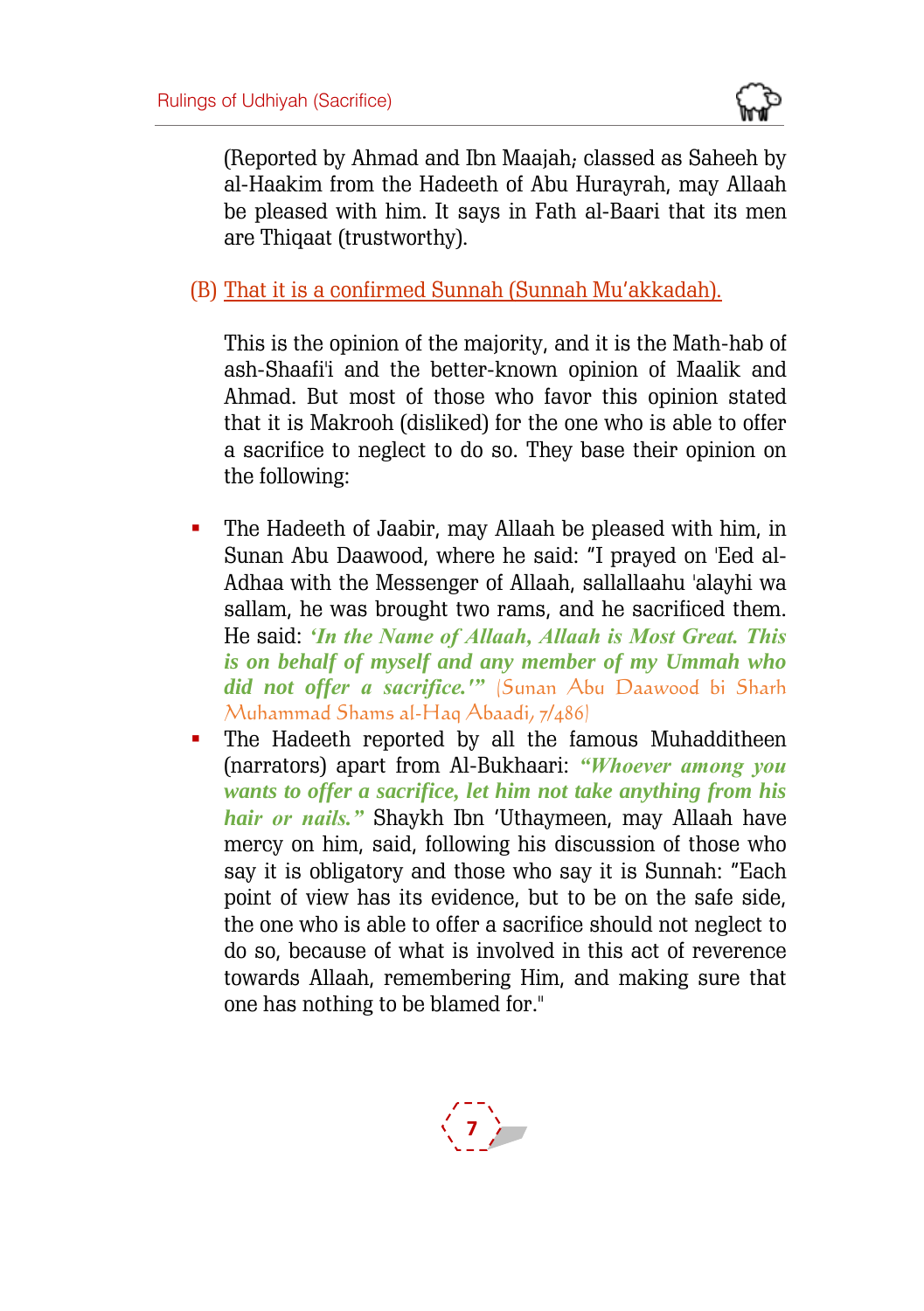(Reported by Ahmad and Ibn Maajah; classed as Saheeh by al-Haakim from the Hadeeth of Abu Hurayrah, may Allaah be pleased with him. It says in Fath al-Baari that its men are Thiqaat (trustworthy).

(B) That it is a confirmed Sunnah (Sunnah Mu'akkadah).

This is the opinion of the majority, and it is the Math-hab of ash-Shaafi'i and the better-known opinion of Maalik and Ahmad. But most of those who favor this opinion stated that it is Makrooh (disliked) for the one who is able to offer a sacrifice to neglect to do so. They base their opinion on the following:

- The Hadeeth of Jaabir, may Allaah be pleased with him, in Sunan Abu Daawood, where he said: "I prayed on 'Eed al-Adhaa with the Messenger of Allaah, sallallaahu 'alayhi wa sallam, he was brought two rams, and he sacrificed them. He said: ***'In the Name of Allaah, Allaah is Most Great. This is on behalf of myself and any member of my Ummah who did not offer a sacrifice.'"*** (Sunan Abu Daawood bi Sharh Muhammad Shams al-Haq Abaadi, 7/486)
- The Hadeeth reported by all the famous Muhadditheen (narrators) apart from Al-Bukhaari: ***"Whoever among you wants to offer a sacrifice, let him not take anything from his hair or nails."*** Shaykh Ibn 'Uthaymeen, may Allaah have mercy on him, said, following his discussion of those who say it is obligatory and those who say it is Sunnah: "Each point of view has its evidence, but to be on the safe side, the one who is able to offer a sacrifice should not neglect to do so, because of what is involved in this act of reverence towards Allaah, remembering Him, and making sure that one has nothing to be blamed for."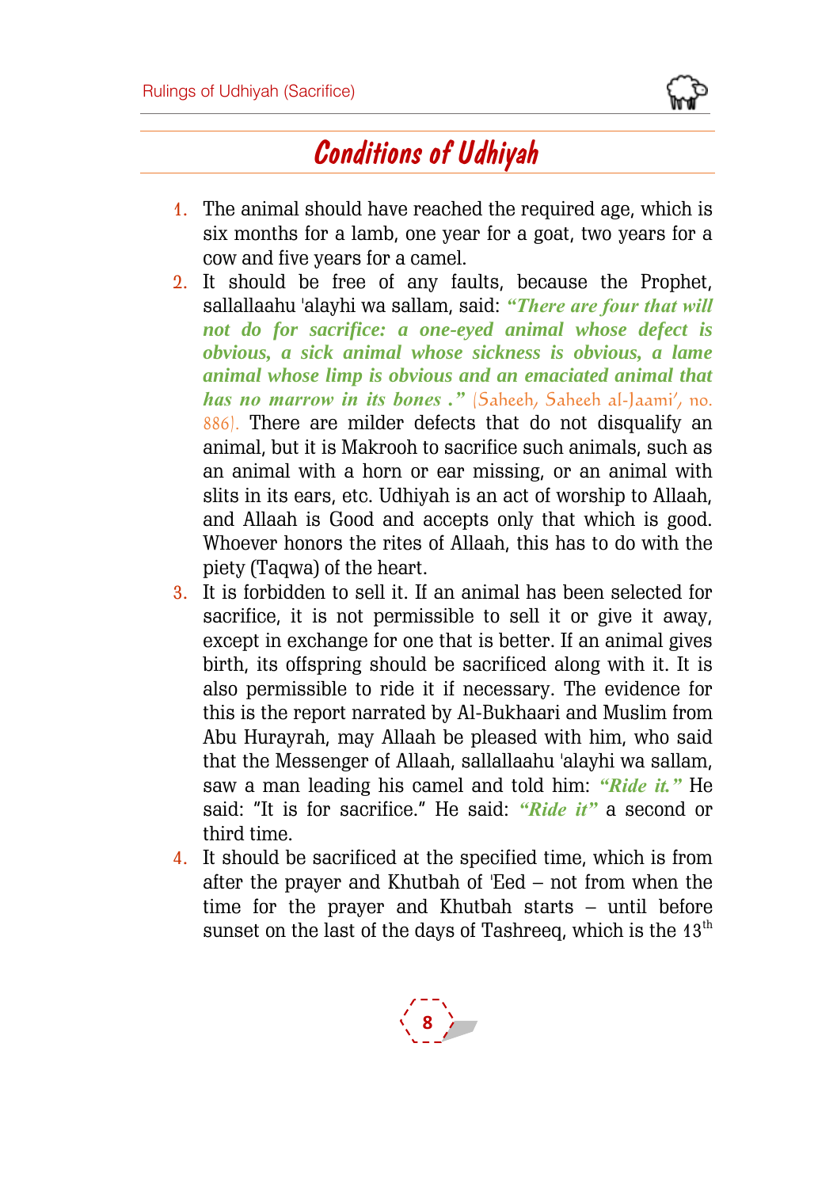## Conditions of Udhiyah

1. The animal should have reached the required age, which is six months for a lamb, one year for a goat, two years for a cow and five years for a camel.
2. It should be free of any faults, because the Prophet, sallallaahu 'alayhi wa sallam, said: ***"There are four that will not do for sacrifice: a one-eyed animal whose defect is obvious, a sick animal whose sickness is obvious, a lame animal whose limp is obvious and an emaciated animal that has no marrow in its bones ."*** (Saheeh, Saheeh al-Jaami', no. 886). There are milder defects that do not disqualify an animal, but it is Makrooh to sacrifice such animals, such as an animal with a horn or ear missing, or an animal with slits in its ears, etc. Udhiyah is an act of worship to Allaah, and Allaah is Good and accepts only that which is good. Whoever honors the rites of Allaah, this has to do with the piety (Taqwa) of the heart.
3. It is forbidden to sell it. If an animal has been selected for sacrifice, it is not permissible to sell it or give it away, except in exchange for one that is better. If an animal gives birth, its offspring should be sacrificed along with it. It is also permissible to ride it if necessary. The evidence for this is the report narrated by Al-Bukhaari and Muslim from Abu Hurayrah, may Allaah be pleased with him, who said that the Messenger of Allaah, sallallaahu 'alayhi wa sallam, saw a man leading his camel and told him: ***"Ride it."*** He said: "It is for sacrifice." He said: ***"Ride it"*** a second or third time.
4. It should be sacrificed at the specified time, which is from after the prayer and Khutbah of 'Eed – not from when the time for the prayer and Khutbah starts – until before sunset on the last of the days of Tashreeq, which is the 13th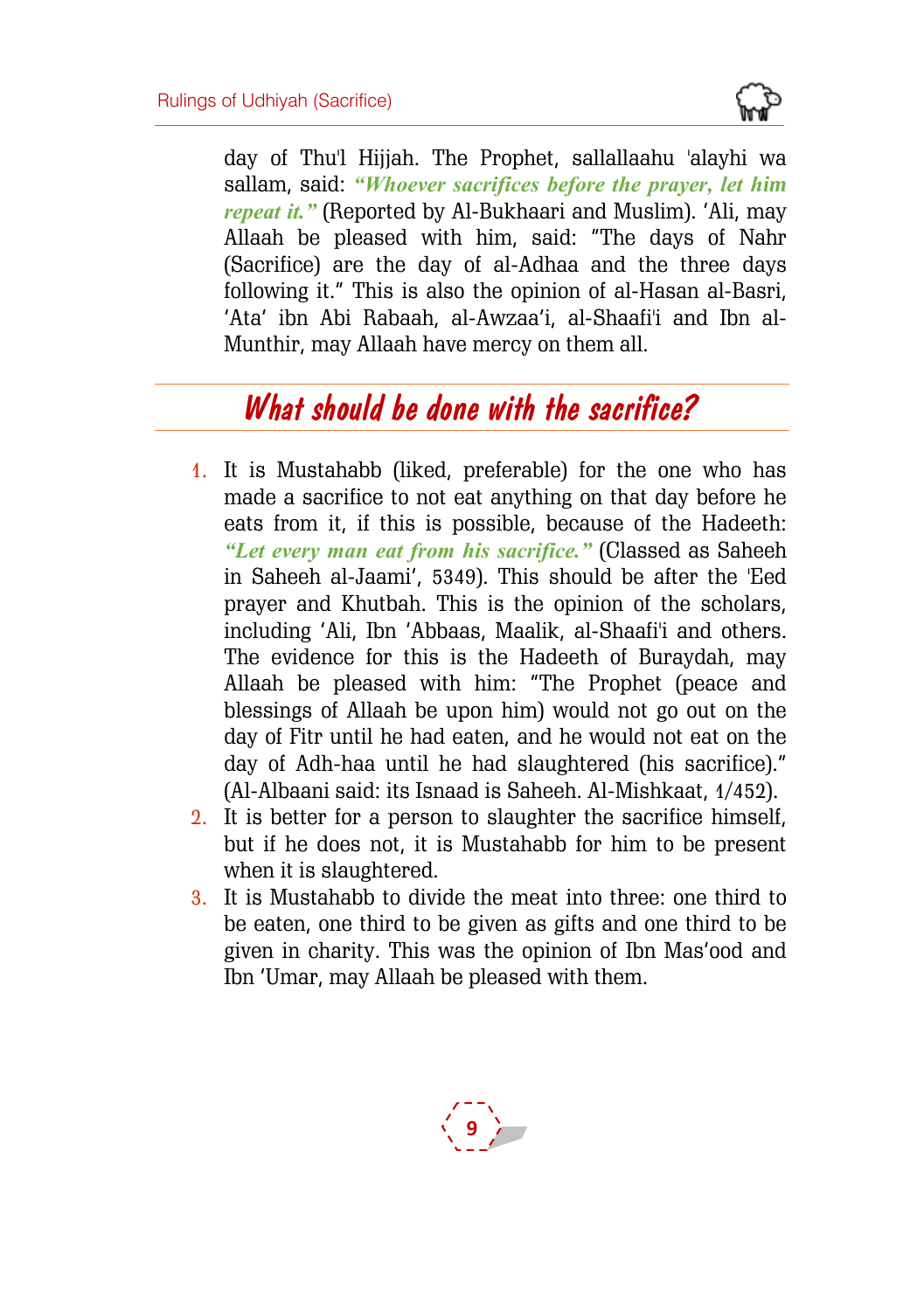day of Thu'l Hijjah. The Prophet, sallallaahu 'alayhi wa sallam, said: ***"Whoever sacrifices before the prayer, let him repeat it."*** (Reported by Al-Bukhaari and Muslim). 'Ali, may Allaah be pleased with him, said: "The days of Nahr (Sacrifice) are the day of al-Adhaa and the three days following it." This is also the opinion of al-Hasan al-Basri, 'Ata' ibn Abi Rabaah, al-Awzaa'i, al-Shaafi'i and Ibn al-Munthir, may Allaah have mercy on them all.

## What should be done with the sacrifice?

1. It is Mustahabb (liked, preferable) for the one who has made a sacrifice to not eat anything on that day before he eats from it, if this is possible, because of the Hadeeth: ***"Let every man eat from his sacrifice."*** (Classed as Saheeh in Saheeh al-Jaami', 5349). This should be after the 'Eed prayer and Khutbah. This is the opinion of the scholars, including 'Ali, Ibn 'Abbaas, Maalik, al-Shaafi'i and others. The evidence for this is the Hadeeth of Buraydah, may Allaah be pleased with him: "The Prophet (peace and blessings of Allaah be upon him) would not go out on the day of Fitr until he had eaten, and he would not eat on the day of Adh-haa until he had slaughtered (his sacrifice)." (Al-Albaani said: its Isnaad is Saheeh. Al-Mishkaat, 1/452).
2. It is better for a person to slaughter the sacrifice himself, but if he does not, it is Mustahabb for him to be present when it is slaughtered.
3. It is Mustahabb to divide the meat into three: one third to be eaten, one third to be given as gifts and one third to be given in charity. This was the opinion of Ibn Mas'ood and Ibn 'Umar, may Allaah be pleased with them.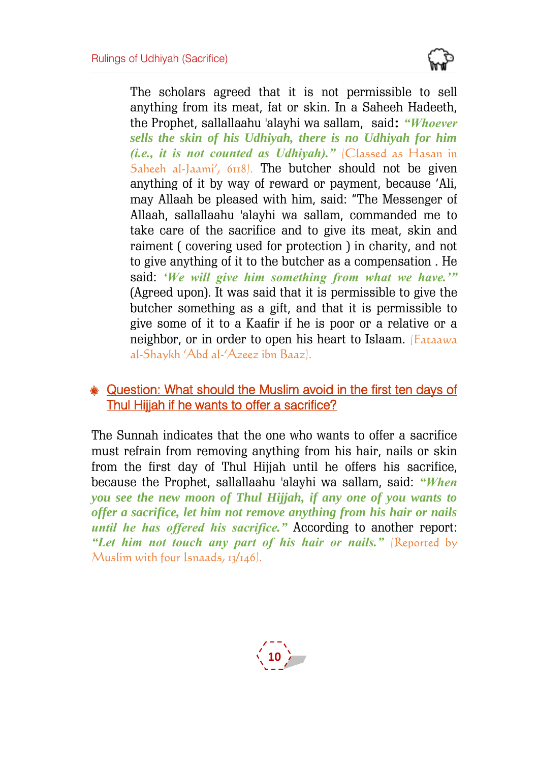The scholars agreed that it is not permissible to sell anything from its meat, fat or skin. In a Saheeh Hadeeth, the Prophet, sallallaahu 'alayhi wa sallam, said: ***"Whoever sells the skin of his Udhiyah, there is no Udhiyah for him (i.e., it is not counted as Udhiyah)."*** (Classed as Hasan in Saheeh al-Jaami', 6118). The butcher should not be given anything of it by way of reward or payment, because 'Ali, may Allaah be pleased with him, said: "The Messenger of Allaah, sallallaahu 'alayhi wa sallam, commanded me to take care of the sacrifice and to give its meat, skin and raiment ( covering used for protection ) in charity, and not to give anything of it to the butcher as a compensation . He said: ***'We will give him something from what we have.'"*** (Agreed upon). It was said that it is permissible to give the butcher something as a gift, and that it is permissible to give some of it to a Kaafir if he is poor or a relative or a neighbor, or in order to open his heart to Islaam. (Fataawa al-Shaykh 'Abd al-'Azeez ibn Baaz).

## Question: What should the Muslim avoid in the first ten days of Thul Hijjah if he wants to offer a sacrifice?

The Sunnah indicates that the one who wants to offer a sacrifice must refrain from removing anything from his hair, nails or skin from the first day of Thul Hijjah until he offers his sacrifice, because the Prophet, sallallaahu 'alayhi wa sallam, said: ***"When you see the new moon of Thul Hijjah, if any one of you wants to offer a sacrifice, let him not remove anything from his hair or nails until he has offered his sacrifice."*** According to another report: ***"Let him not touch any part of his hair or nails."*** (Reported by Muslim with four Isnaads, 13/146).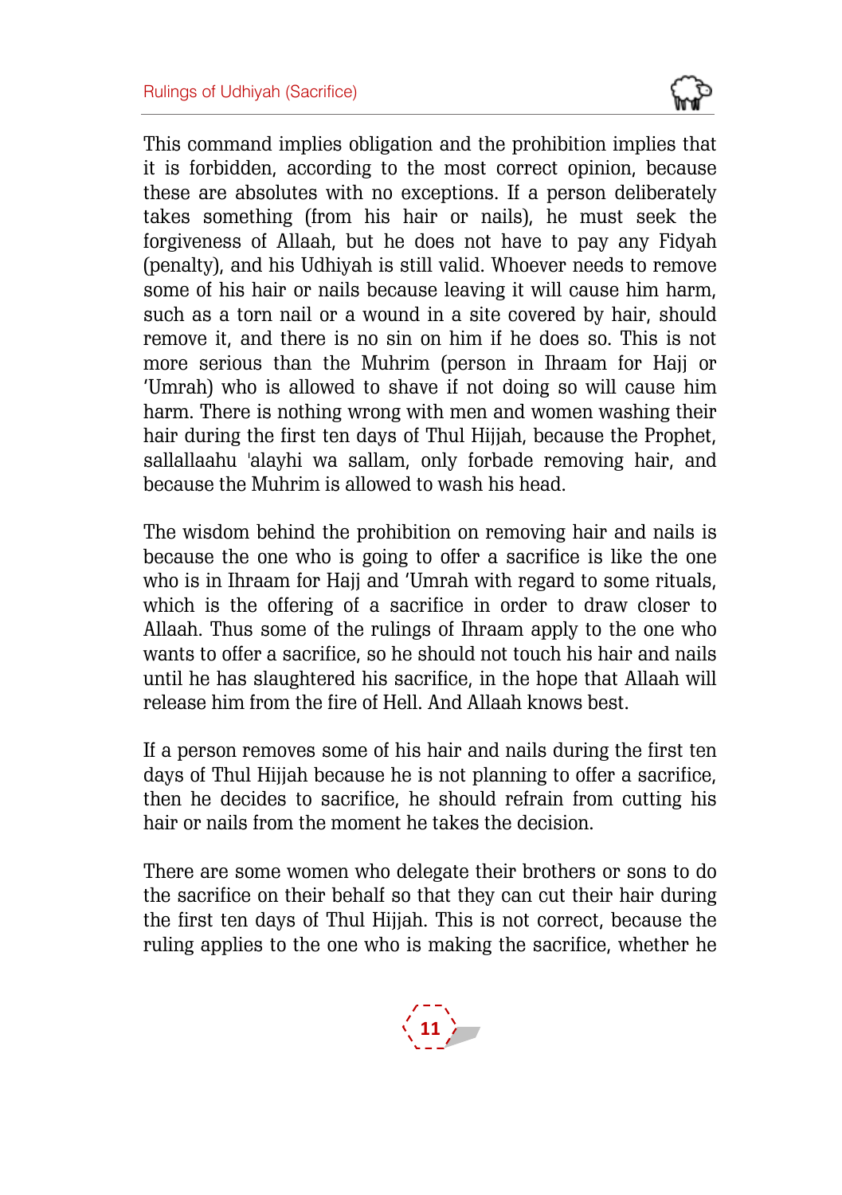This command implies obligation and the prohibition implies that it is forbidden, according to the most correct opinion, because these are absolutes with no exceptions. If a person deliberately takes something (from his hair or nails), he must seek the forgiveness of Allaah, but he does not have to pay any Fidyah (penalty), and his Udhiyah is still valid. Whoever needs to remove some of his hair or nails because leaving it will cause him harm, such as a torn nail or a wound in a site covered by hair, should remove it, and there is no sin on him if he does so. This is not more serious than the Muhrim (person in Ihraam for Hajj or 'Umrah) who is allowed to shave if not doing so will cause him harm. There is nothing wrong with men and women washing their hair during the first ten days of Thul Hijjah, because the Prophet, sallallaahu 'alayhi wa sallam, only forbade removing hair, and because the Muhrim is allowed to wash his head.

The wisdom behind the prohibition on removing hair and nails is because the one who is going to offer a sacrifice is like the one who is in Ihraam for Hajj and 'Umrah with regard to some rituals, which is the offering of a sacrifice in order to draw closer to Allaah. Thus some of the rulings of Ihraam apply to the one who wants to offer a sacrifice, so he should not touch his hair and nails until he has slaughtered his sacrifice, in the hope that Allaah will release him from the fire of Hell. And Allaah knows best.

If a person removes some of his hair and nails during the first ten days of Thul Hijjah because he is not planning to offer a sacrifice, then he decides to sacrifice, he should refrain from cutting his hair or nails from the moment he takes the decision.

There are some women who delegate their brothers or sons to do the sacrifice on their behalf so that they can cut their hair during the first ten days of Thul Hijjah. This is not correct, because the ruling applies to the one who is making the sacrifice, whether he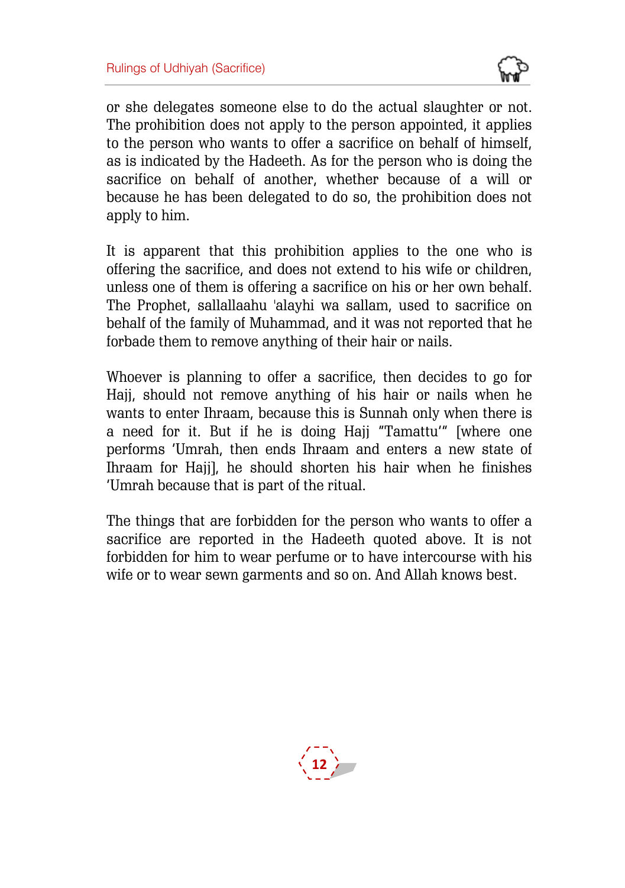or she delegates someone else to do the actual slaughter or not. The prohibition does not apply to the person appointed, it applies to the person who wants to offer a sacrifice on behalf of himself, as is indicated by the Hadeeth. As for the person who is doing the sacrifice on behalf of another, whether because of a will or because he has been delegated to do so, the prohibition does not apply to him.

It is apparent that this prohibition applies to the one who is offering the sacrifice, and does not extend to his wife or children, unless one of them is offering a sacrifice on his or her own behalf. The Prophet, sallallaahu 'alayhi wa sallam, used to sacrifice on behalf of the family of Muhammad, and it was not reported that he forbade them to remove anything of their hair or nails.

Whoever is planning to offer a sacrifice, then decides to go for Hajj, should not remove anything of his hair or nails when he wants to enter Ihraam, because this is Sunnah only when there is a need for it. But if he is doing Hajj "Tamattu'" [where one performs 'Umrah, then ends Ihraam and enters a new state of Ihraam for Hajj], he should shorten his hair when he finishes 'Umrah because that is part of the ritual.

The things that are forbidden for the person who wants to offer a sacrifice are reported in the Hadeeth quoted above. It is not forbidden for him to wear perfume or to have intercourse with his wife or to wear sewn garments and so on. And Allah knows best.